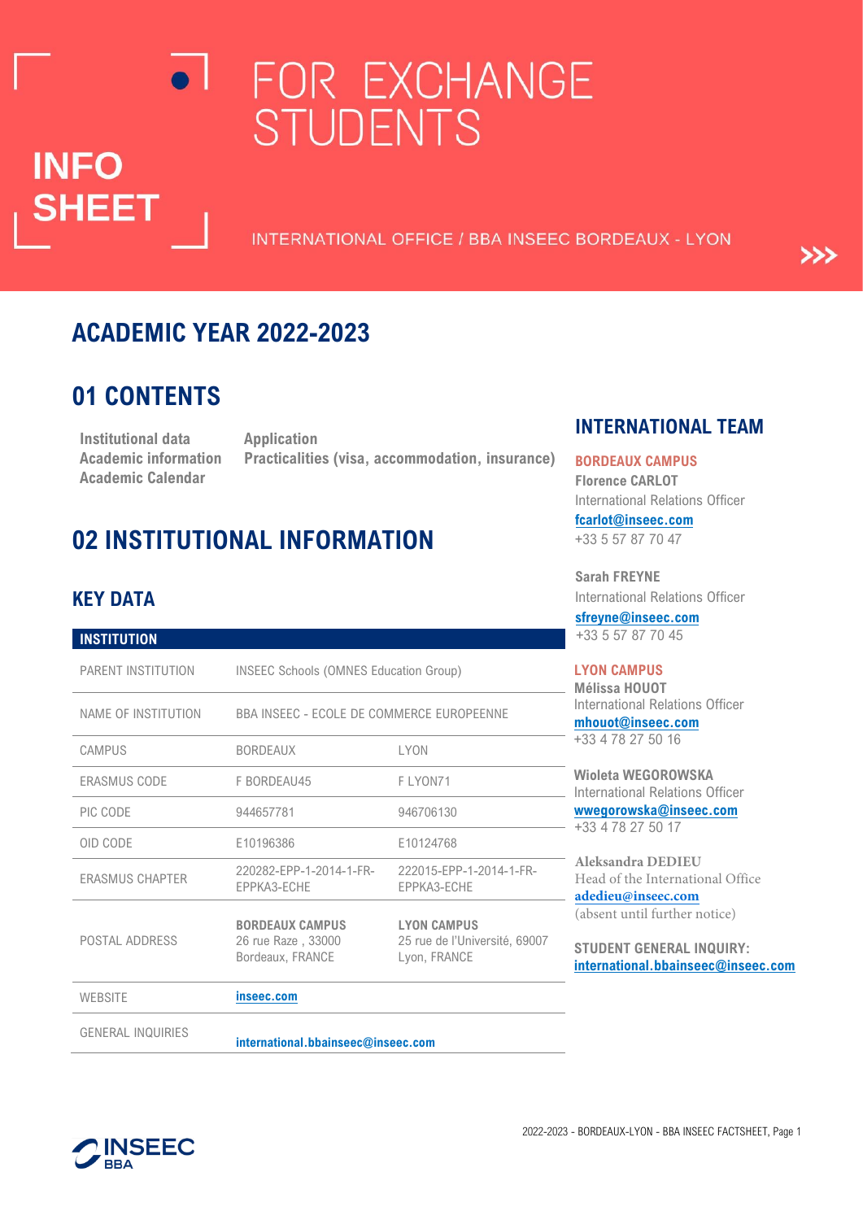# INFO SHEET

# FOR EXCHANGE STUDENTS

INTERNATIONAL OFFICE / BBA INSEEC BORDEAUX - LYON

## ACADEMIC YEAR 2022-2023

## 01 CONTENTS

**Institutional data**
**Academic information**
**Academic Calendar**
**Application**
**Practicalities (visa, accommodation, insurance)**

## 02 INSTITUTIONAL INFORMATION

### KEY DATA

| INSTITUTION | | |
|---|---|---|
| PARENT INSTITUTION | INSEEC Schools (OMNES Education Group) | |
| NAME OF INSTITUTION | BBA INSEEC - ECOLE DE COMMERCE EUROPEENNE | |
| CAMPUS | BORDEAUX | LYON |
| ERASMUS CODE | F BORDEAU45 | F LYON71 |
| PIC CODE | 944657781 | 946706130 |
| OID CODE | E10196386 | E10124768 |
| ERASMUS CHAPTER | 220282-EPP-1-2014-1-FR-EPPKA3-ECHE | 222015-EPP-1-2014-1-FR-EPPKA3-ECHE |
| POSTAL ADDRESS | **BORDEAUX CAMPUS** 26 rue Raze , 33000 Bordeaux, FRANCE | **LYON CAMPUS** 25 rue de l'Université, 69007 Lyon, FRANCE |
| WEBSITE | inseec.com | |
| GENERAL INQUIRIES | international.bbainseec@inseec.com | |

## INTERNATIONAL TEAM

**BORDEAUX CAMPUS**

**Florence CARLOT**
International Relations Officer
fcarlot@inseec.com
+33 5 57 87 70 47

**Sarah FREYNE**
International Relations Officer
sfreyne@inseec.com
+33 5 57 87 70 45

**LYON CAMPUS**

**Mélissa HOUOT**
International Relations Officer
mhouot@inseec.com
+33 4 78 27 50 16

**Wioleta WEGOROWSKA**
International Relations Officer
wwegorowska@inseec.com
+33 4 78 27 50 17

**Aleksandra DEDIEU**
Head of the International Office
adedieu@inseec.com
(absent until further notice)

**STUDENT GENERAL INQUIRY:**
international.bbainseec@inseec.com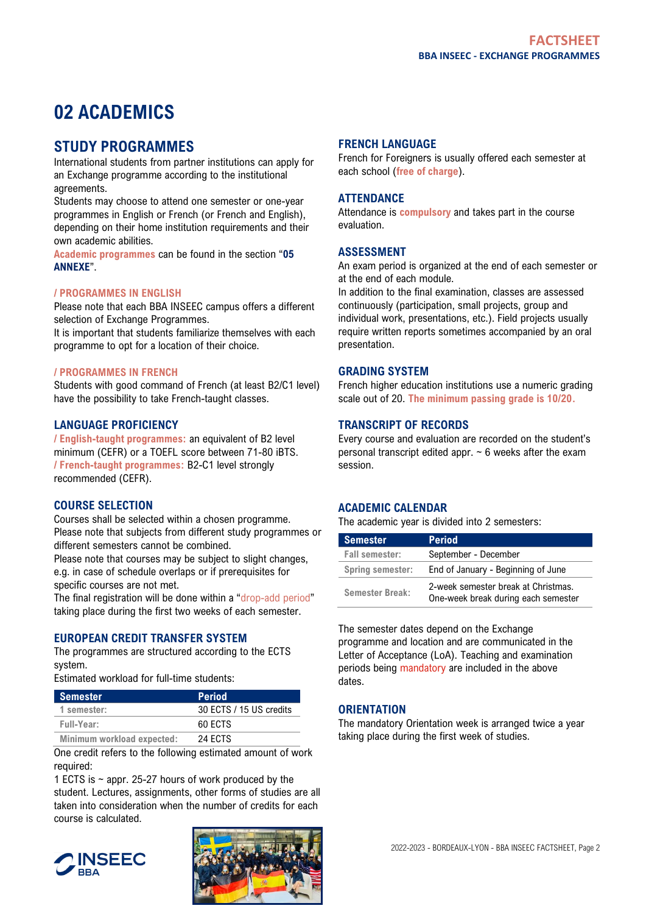# 02 ACADEMICS

## STUDY PROGRAMMES

International students from partner institutions can apply for an Exchange programme according to the institutional agreements.

Students may choose to attend one semester or one-year programmes in English or French (or French and English), depending on their home institution requirements and their own academic abilities.

**Academic programmes** can be found in the section "**05 ANNEXE**".

### / PROGRAMMES IN ENGLISH

Please note that each BBA INSEEC campus offers a different selection of Exchange Programmes.

It is important that students familiarize themselves with each programme to opt for a location of their choice.

### / PROGRAMMES IN FRENCH

Students with good command of French (at least B2/C1 level) have the possibility to take French-taught classes.

### LANGUAGE PROFICIENCY

**/ English-taught programmes:** an equivalent of B2 level minimum (CEFR) or a TOEFL score between 71-80 iBTS.

**/ French-taught programmes:** B2-C1 level strongly recommended (CEFR).

### COURSE SELECTION

Courses shall be selected within a chosen programme. Please note that subjects from different study programmes or different semesters cannot be combined.

Please note that courses may be subject to slight changes, e.g. in case of schedule overlaps or if prerequisites for specific courses are not met.

The final registration will be done within a "drop-add period" taking place during the first two weeks of each semester.

### EUROPEAN CREDIT TRANSFER SYSTEM

The programmes are structured according to the ECTS system.

Estimated workload for full-time students:

| Semester | Period |
|---|---|
| 1 semester: | 30 ECTS / 15 US credits |
| Full-Year: | 60 ECTS |
| Minimum workload expected: | 24 ECTS |

One credit refers to the following estimated amount of work required:

1 ECTS is ~ appr. 25-27 hours of work produced by the student. Lectures, assignments, other forms of studies are all taken into consideration when the number of credits for each course is calculated.

### FRENCH LANGUAGE

French for Foreigners is usually offered each semester at each school (**free of charge**).

### ATTENDANCE

Attendance is **compulsory** and takes part in the course evaluation.

### ASSESSMENT

An exam period is organized at the end of each semester or at the end of each module.

In addition to the final examination, classes are assessed continuously (participation, small projects, group and individual work, presentations, etc.). Field projects usually require written reports sometimes accompanied by an oral presentation.

### GRADING SYSTEM

French higher education institutions use a numeric grading scale out of 20. **The minimum passing grade is 10/20.**

### TRANSCRIPT OF RECORDS

Every course and evaluation are recorded on the student's personal transcript edited appr. ~ 6 weeks after the exam session.

### ACADEMIC CALENDAR

The academic year is divided into 2 semesters:

| Semester | Period |
|---|---|
| Fall semester: | September - December |
| Spring semester: | End of January - Beginning of June |
| Semester Break: | 2-week semester break at Christmas.<br>One-week break during each semester |

The semester dates depend on the Exchange programme and location and are communicated in the Letter of Acceptance (LoA). Teaching and examination periods being mandatory are included in the above dates.

### ORIENTATION

The mandatory Orientation week is arranged twice a year taking place during the first week of studies.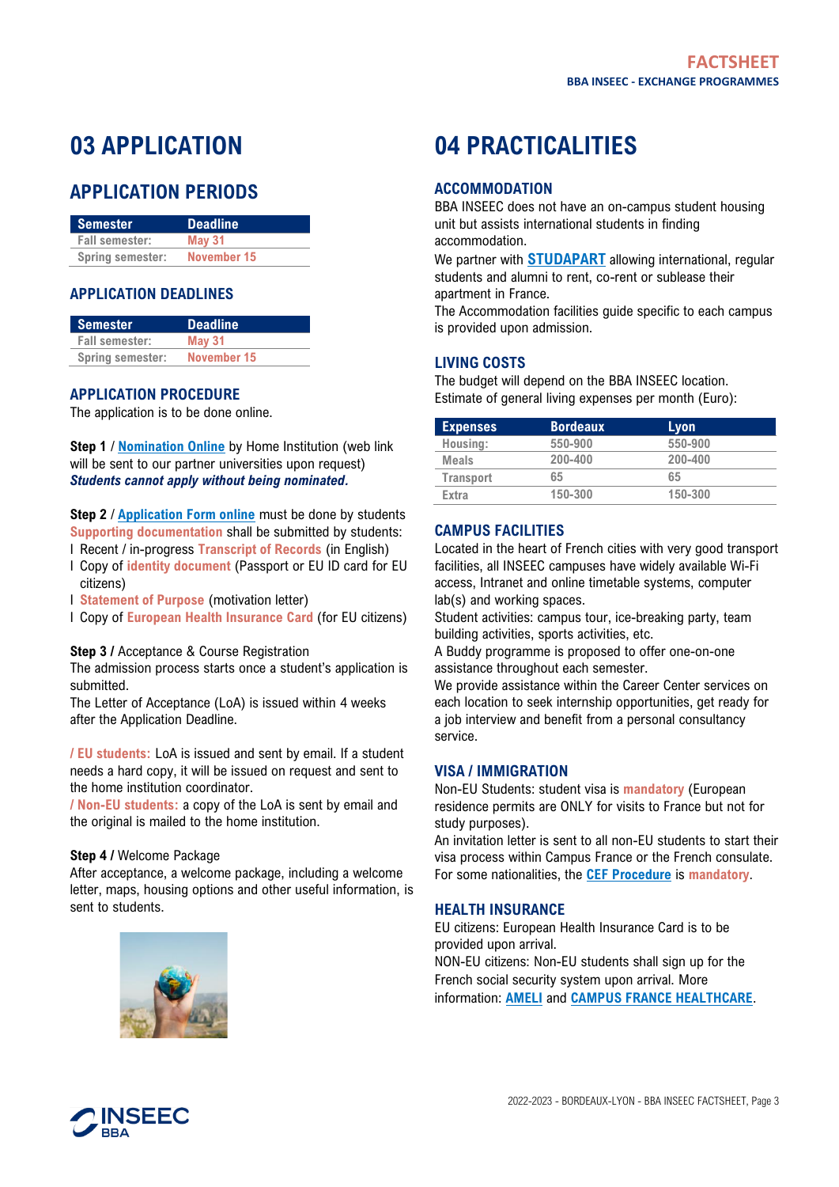# 03 APPLICATION

## APPLICATION PERIODS

| Semester | Deadline |
|---|---|
| Fall semester: | May 31 |
| Spring semester: | November 15 |

### APPLICATION DEADLINES

| Semester | Deadline |
|---|---|
| Fall semester: | May 31 |
| Spring semester: | November 15 |

### APPLICATION PROCEDURE

The application is to be done online.

**Step 1** / Nomination Online by Home Institution (web link will be sent to our partner universities upon request)
***Students cannot apply without being nominated.***

**Step 2** / Application Form online must be done by students
Supporting documentation shall be submitted by students:

- Recent / in-progress **Transcript of Records** (in English)
- Copy of **identity document** (Passport or EU ID card for EU citizens)
- **Statement of Purpose** (motivation letter)
- Copy of **European Health Insurance Card** (for EU citizens)

**Step 3 /** Acceptance & Course Registration
The admission process starts once a student's application is submitted.
The Letter of Acceptance (LoA) is issued within 4 weeks after the Application Deadline.

**/ EU students:** LoA is issued and sent by email. If a student needs a hard copy, it will be issued on request and sent to the home institution coordinator.
**/ Non-EU students:** a copy of the LoA is sent by email and the original is mailed to the home institution.

**Step 4 /** Welcome Package
After acceptance, a welcome package, including a welcome letter, maps, housing options and other useful information, is sent to students.

# 04 PRACTICALITIES

### ACCOMMODATION

BBA INSEEC does not have an on-campus student housing unit but assists international students in finding accommodation.
We partner with **STUDAPART** allowing international, regular students and alumni to rent, co-rent or sublease their apartment in France.
The Accommodation facilities guide specific to each campus is provided upon admission.

### LIVING COSTS

The budget will depend on the BBA INSEEC location.
Estimate of general living expenses per month (Euro):

| Expenses | Bordeaux | Lyon |
|---|---|---|
| Housing: | 550-900 | 550-900 |
| Meals | 200-400 | 200-400 |
| Transport | 65 | 65 |
| Extra | 150-300 | 150-300 |

### CAMPUS FACILITIES

Located in the heart of French cities with very good transport facilities, all INSEEC campuses have widely available Wi-Fi access, Intranet and online timetable systems, computer lab(s) and working spaces.
Student activities: campus tour, ice-breaking party, team building activities, sports activities, etc.
A Buddy programme is proposed to offer one-on-one assistance throughout each semester.
We provide assistance within the Career Center services on each location to seek internship opportunities, get ready for a job interview and benefit from a personal consultancy service.

### VISA / IMMIGRATION

Non-EU Students: student visa is **mandatory** (European residence permits are ONLY for visits to France but not for study purposes).
An invitation letter is sent to all non-EU students to start their visa process within Campus France or the French consulate.
For some nationalities, the **CEF Procedure** is **mandatory**.

### HEALTH INSURANCE

EU citizens: European Health Insurance Card is to be provided upon arrival.
NON-EU citizens: Non-EU students shall sign up for the French social security system upon arrival. More information: **AMELI** and **CAMPUS FRANCE HEALTHCARE**.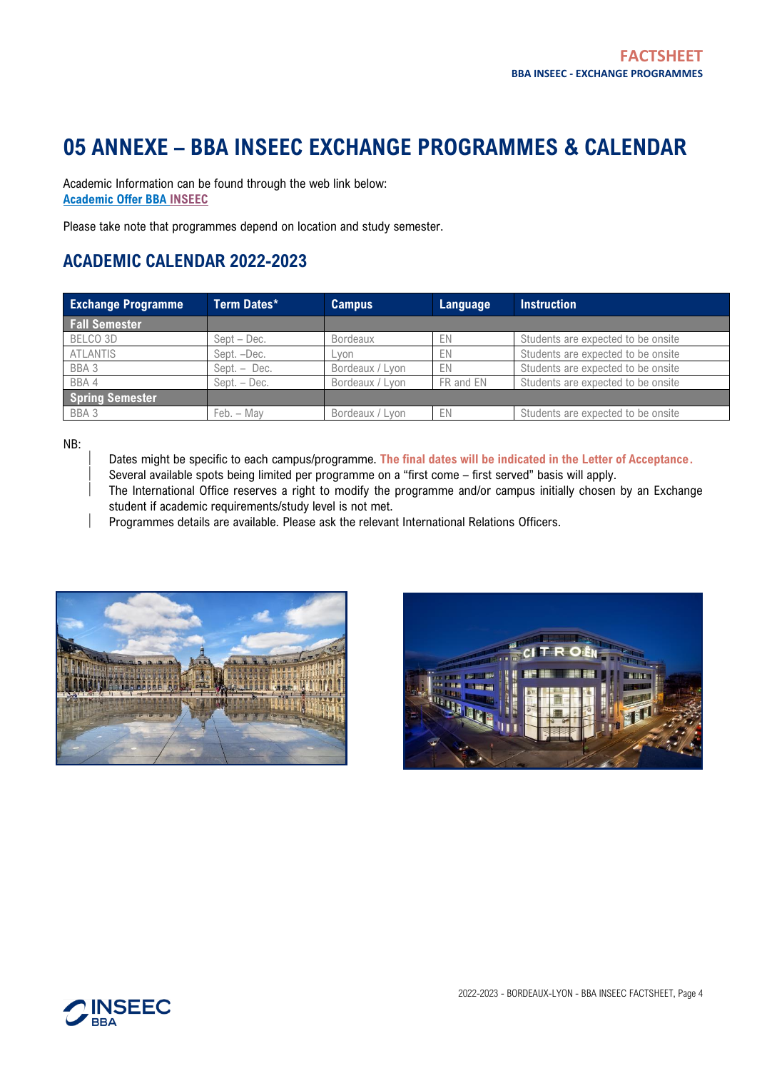# 05 ANNEXE – BBA INSEEC EXCHANGE PROGRAMMES & CALENDAR

Academic Information can be found through the web link below:
**Academic Offer BBA INSEEC**

Please take note that programmes depend on location and study semester.

## ACADEMIC CALENDAR 2022-2023

| Exchange Programme | Term Dates* | Campus | Language | Instruction |
|---|---|---|---|---|
| **Fall Semester** | | | | |
| BELCO 3D | Sept – Dec. | Bordeaux | EN | Students are expected to be onsite |
| ATLANTIS | Sept. –Dec. | Lyon | EN | Students are expected to be onsite |
| BBA 3 | Sept. – Dec. | Bordeaux / Lyon | EN | Students are expected to be onsite |
| BBA 4 | Sept. – Dec. | Bordeaux / Lyon | FR and EN | Students are expected to be onsite |
| **Spring Semester** | | | | |
| BBA 3 | Feb. – May | Bordeaux / Lyon | EN | Students are expected to be onsite |

NB:

- Dates might be specific to each campus/programme. **The final dates will be indicated in the Letter of Acceptance.**
- Several available spots being limited per programme on a "first come – first served" basis will apply.
- The International Office reserves a right to modify the programme and/or campus initially chosen by an Exchange student if academic requirements/study level is not met.
- Programmes details are available. Please ask the relevant International Relations Officers.